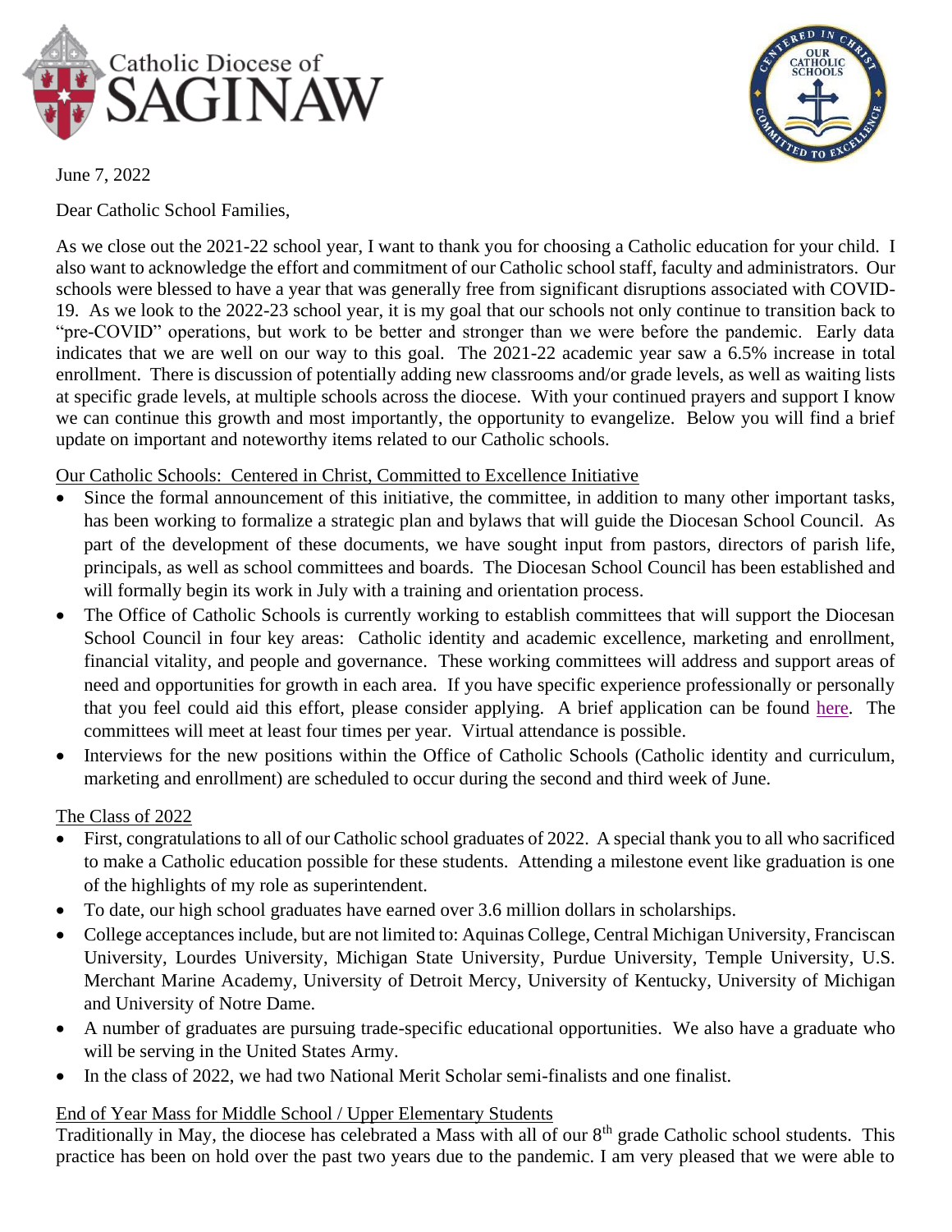June 7, 2022

Dear Catholic School Families,

As we close out the 2021-22 school year, I want to thank you for choosing a Catholic education for your child. I also want to acknowledge the effort and commitment of our Catholic school staff, faculty and administrators. Our schools were blessed to have a year that was generally free from significant disruptions associated with COVID-19. As we look to the 2022-23 school year, it is my goal that our schools not only continue to transition back to "pre-COVID" operations, but work to be better and stronger than we were before the pandemic. Early data indicates that we are well on our way to this goal. The 2021-22 academic year saw a 6.5% increase in total enrollment. There is discussion of potentially adding new classrooms and/or grade levels, as well as waiting lists at specific grade levels, at multiple schools across the diocese. With your continued prayers and support I know we can continue this growth and most importantly, the opportunity to evangelize. Below you will find a brief update on important and noteworthy items related to our Catholic schools.

<u>Our Catholic Schools: Centered in Christ, Committed to Excellence Initiative</u>

- Since the formal announcement of this initiative, the committee, in addition to many other important tasks, has been working to formalize a strategic plan and bylaws that will guide the Diocesan School Council. As part of the development of these documents, we have sought input from pastors, directors of parish life, principals, as well as school committees and boards. The Diocesan School Council has been established and will formally begin its work in July with a training and orientation process.
- The Office of Catholic Schools is currently working to establish committees that will support the Diocesan School Council in four key areas: Catholic identity and academic excellence, marketing and enrollment, financial vitality, and people and governance. These working committees will address and support areas of need and opportunities for growth in each area. If you have specific experience professionally or personally that you feel could aid this effort, please consider applying. A brief application can be found here. The committees will meet at least four times per year. Virtual attendance is possible.
- Interviews for the new positions within the Office of Catholic Schools (Catholic identity and curriculum, marketing and enrollment) are scheduled to occur during the second and third week of June.

<u>The Class of 2022</u>

- First, congratulations to all of our Catholic school graduates of 2022. A special thank you to all who sacrificed to make a Catholic education possible for these students. Attending a milestone event like graduation is one of the highlights of my role as superintendent.
- To date, our high school graduates have earned over 3.6 million dollars in scholarships.
- College acceptances include, but are not limited to: Aquinas College, Central Michigan University, Franciscan University, Lourdes University, Michigan State University, Purdue University, Temple University, U.S. Merchant Marine Academy, University of Detroit Mercy, University of Kentucky, University of Michigan and University of Notre Dame.
- A number of graduates are pursuing trade-specific educational opportunities. We also have a graduate who will be serving in the United States Army.
- In the class of 2022, we had two National Merit Scholar semi-finalists and one finalist.

<u>End of Year Mass for Middle School / Upper Elementary Students</u>

Traditionally in May, the diocese has celebrated a Mass with all of our 8th grade Catholic school students. This practice has been on hold over the past two years due to the pandemic. I am very pleased that we were able to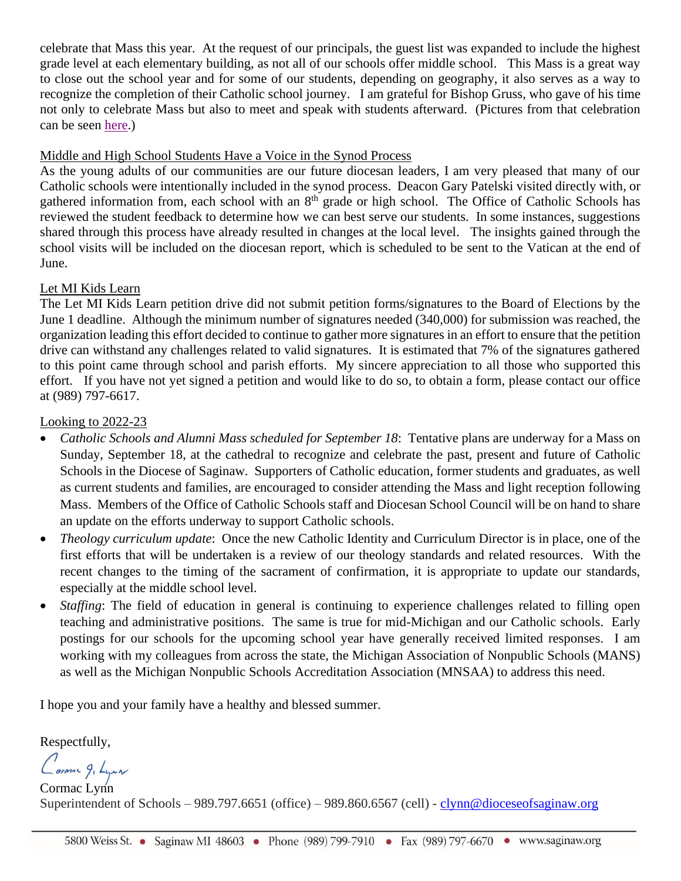celebrate that Mass this year. At the request of our principals, the guest list was expanded to include the highest grade level at each elementary building, as not all of our schools offer middle school. This Mass is a great way to close out the school year and for some of our students, depending on geography, it also serves as a way to recognize the completion of their Catholic school journey. I am grateful for Bishop Gruss, who gave of his time not only to celebrate Mass but also to meet and speak with students afterward. (Pictures from that celebration can be seen here.)

Middle and High School Students Have a Voice in the Synod Process

As the young adults of our communities are our future diocesan leaders, I am very pleased that many of our Catholic schools were intentionally included in the synod process. Deacon Gary Patelski visited directly with, or gathered information from, each school with an 8th grade or high school. The Office of Catholic Schools has reviewed the student feedback to determine how we can best serve our students. In some instances, suggestions shared through this process have already resulted in changes at the local level. The insights gained through the school visits will be included on the diocesan report, which is scheduled to be sent to the Vatican at the end of June.

Let MI Kids Learn

The Let MI Kids Learn petition drive did not submit petition forms/signatures to the Board of Elections by the June 1 deadline. Although the minimum number of signatures needed (340,000) for submission was reached, the organization leading this effort decided to continue to gather more signatures in an effort to ensure that the petition drive can withstand any challenges related to valid signatures. It is estimated that 7% of the signatures gathered to this point came through school and parish efforts. My sincere appreciation to all those who supported this effort. If you have not yet signed a petition and would like to do so, to obtain a form, please contact our office at (989) 797-6617.

Looking to 2022-23

- *Catholic Schools and Alumni Mass scheduled for September 18*: Tentative plans are underway for a Mass on Sunday, September 18, at the cathedral to recognize and celebrate the past, present and future of Catholic Schools in the Diocese of Saginaw. Supporters of Catholic education, former students and graduates, as well as current students and families, are encouraged to consider attending the Mass and light reception following Mass. Members of the Office of Catholic Schools staff and Diocesan School Council will be on hand to share an update on the efforts underway to support Catholic schools.
- *Theology curriculum update*: Once the new Catholic Identity and Curriculum Director is in place, one of the first efforts that will be undertaken is a review of our theology standards and related resources. With the recent changes to the timing of the sacrament of confirmation, it is appropriate to update our standards, especially at the middle school level.
- *Staffing*: The field of education in general is continuing to experience challenges related to filling open teaching and administrative positions. The same is true for mid-Michigan and our Catholic schools. Early postings for our schools for the upcoming school year have generally received limited responses. I am working with my colleagues from across the state, the Michigan Association of Nonpublic Schools (MANS) as well as the Michigan Nonpublic Schools Accreditation Association (MNSAA) to address this need.

I hope you and your family have a healthy and blessed summer.

Respectfully,

Cormac Lynn

Superintendent of Schools – 989.797.6651 (office) – 989.860.6567 (cell) - clynn@dioceseofsaginaw.org

5800 Weiss St. • Saginaw MI 48603 • Phone (989) 799-7910 • Fax (989) 797-6670 • www.saginaw.org